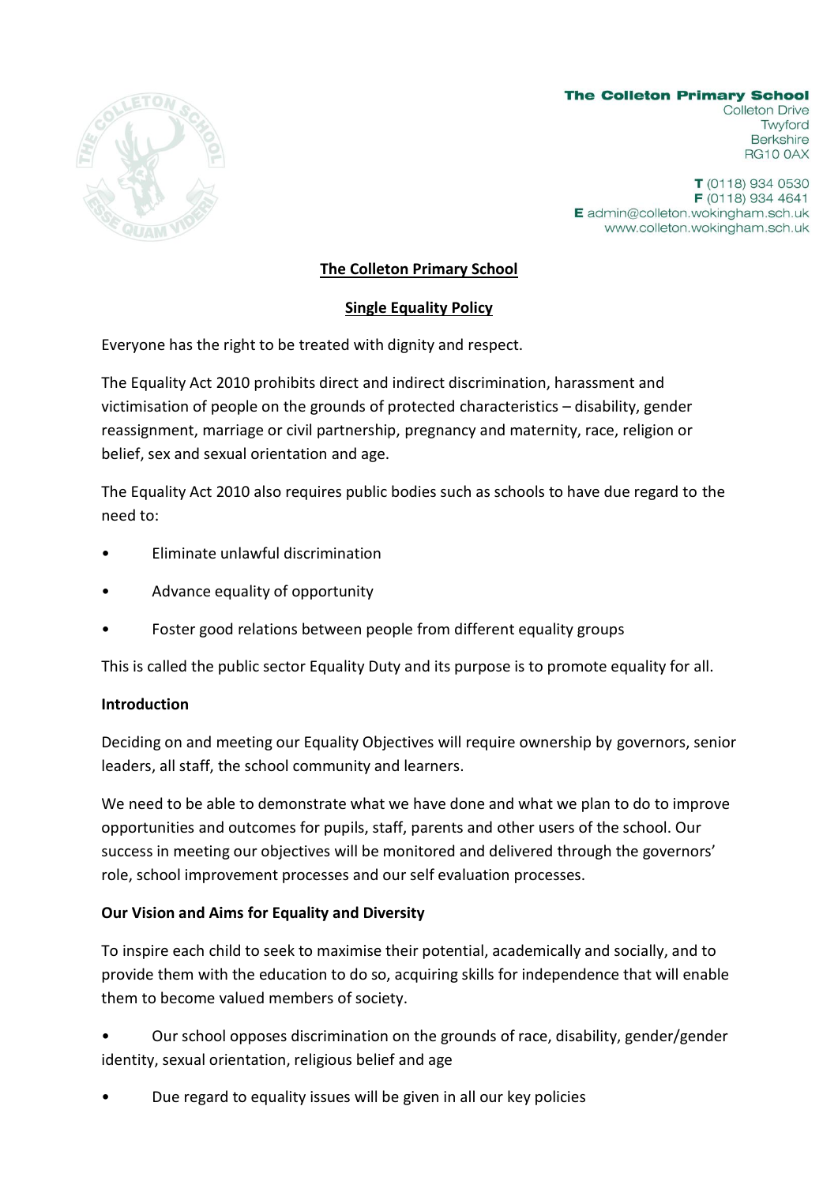**The Colleton Primary School**
Colleton Drive
Twyford
Berkshire
RG10 0AX

**T** (0118) 934 0530
**F** (0118) 934 4641
**E** admin@colleton.wokingham.sch.uk
www.colleton.wokingham.sch.uk

# The Colleton Primary School

## Single Equality Policy

Everyone has the right to be treated with dignity and respect.

The Equality Act 2010 prohibits direct and indirect discrimination, harassment and victimisation of people on the grounds of protected characteristics – disability, gender reassignment, marriage or civil partnership, pregnancy and maternity, race, religion or belief, sex and sexual orientation and age.

The Equality Act 2010 also requires public bodies such as schools to have due regard to the need to:

- Eliminate unlawful discrimination
- Advance equality of opportunity
- Foster good relations between people from different equality groups

This is called the public sector Equality Duty and its purpose is to promote equality for all.

### Introduction

Deciding on and meeting our Equality Objectives will require ownership by governors, senior leaders, all staff, the school community and learners.

We need to be able to demonstrate what we have done and what we plan to do to improve opportunities and outcomes for pupils, staff, parents and other users of the school. Our success in meeting our objectives will be monitored and delivered through the governors' role, school improvement processes and our self evaluation processes.

### Our Vision and Aims for Equality and Diversity

To inspire each child to seek to maximise their potential, academically and socially, and to provide them with the education to do so, acquiring skills for independence that will enable them to become valued members of society.

- Our school opposes discrimination on the grounds of race, disability, gender/gender identity, sexual orientation, religious belief and age
- Due regard to equality issues will be given in all our key policies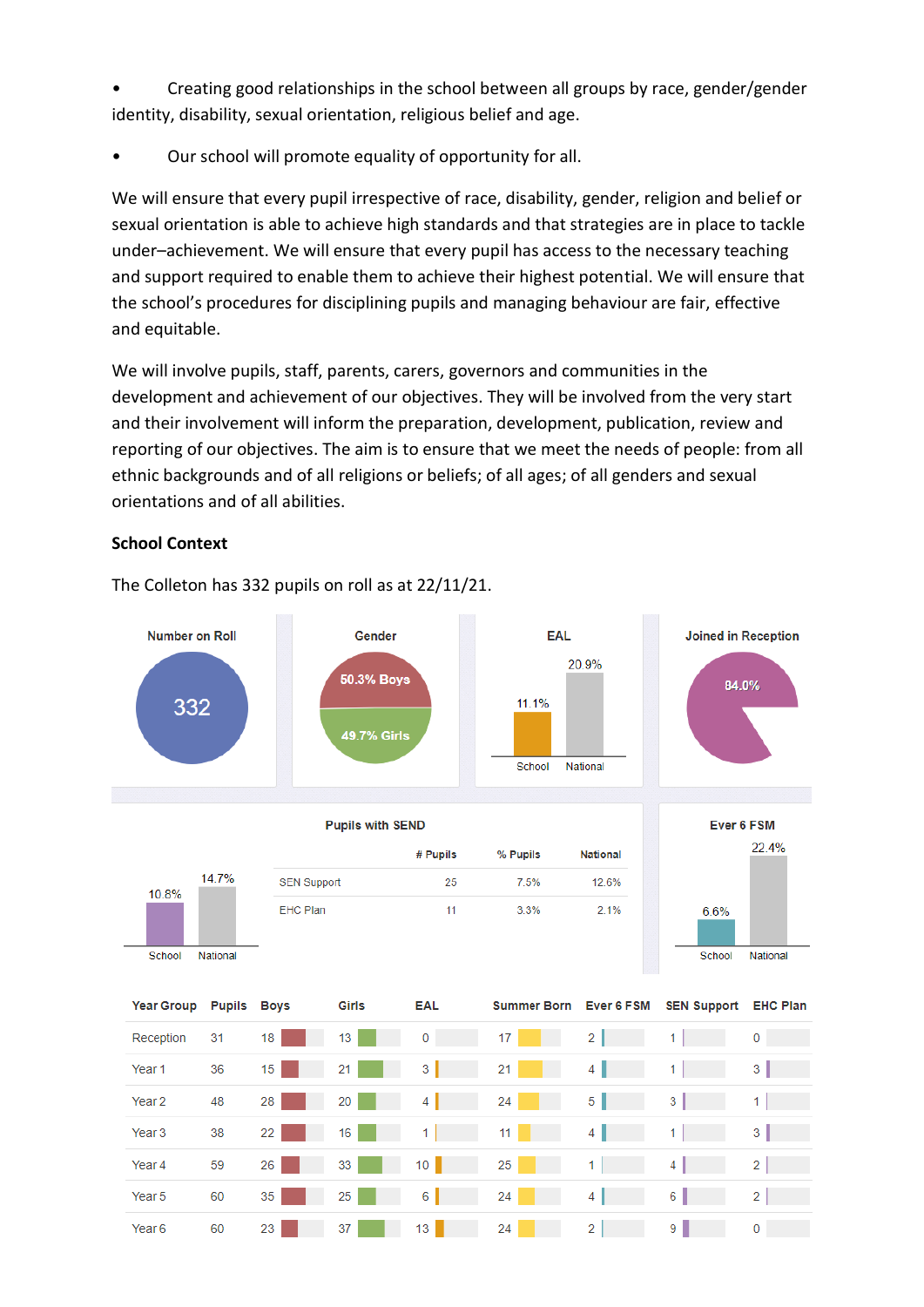- Creating good relationships in the school between all groups by race, gender/gender identity, disability, sexual orientation, religious belief and age.
- Our school will promote equality of opportunity for all.

We will ensure that every pupil irrespective of race, disability, gender, religion and belief or sexual orientation is able to achieve high standards and that strategies are in place to tackle under–achievement. We will ensure that every pupil has access to the necessary teaching and support required to enable them to achieve their highest potential. We will ensure that the school's procedures for disciplining pupils and managing behaviour are fair, effective and equitable.

We will involve pupils, staff, parents, carers, governors and communities in the development and achievement of our objectives. They will be involved from the very start and their involvement will inform the preparation, development, publication, review and reporting of our objectives. The aim is to ensure that we meet the needs of people: from all ethnic backgrounds and of all religions or beliefs; of all ages; of all genders and sexual orientations and of all abilities.

**School Context**

The Colleton has 332 pupils on roll as at 22/11/21.

**Number on Roll:** 332

**Gender:** 50.3% Boys, 49.7% Girls

**EAL:** School 11.1%, National 20.9%

**Joined in Reception:** 84.0%

**Pupils with SEND:** School 10.8%, National 14.7%

| | # Pupils | % Pupils | National |
|---|---|---|---|
| SEN Support | 25 | 7.5% | 12.6% |
| EHC Plan | 11 | 3.3% | 2.1% |

**Ever 6 FSM:** School 6.6%, National 22.4%

| Year Group | Pupils | Boys | Girls | EAL | Summer Born | Ever 6 FSM | SEN Support | EHC Plan |
|---|---|---|---|---|---|---|---|---|
| Reception | 31 | 18 | 13 | 0 | 17 | 2 | 1 | 0 |
| Year 1 | 36 | 15 | 21 | 3 | 21 | 4 | 1 | 3 |
| Year 2 | 48 | 28 | 20 | 4 | 24 | 5 | 3 | 1 |
| Year 3 | 38 | 22 | 16 | 1 | 11 | 4 | 1 | 3 |
| Year 4 | 59 | 26 | 33 | 10 | 25 | 1 | 4 | 2 |
| Year 5 | 60 | 35 | 25 | 6 | 24 | 4 | 6 | 2 |
| Year 6 | 60 | 23 | 37 | 13 | 24 | 2 | 9 | 0 |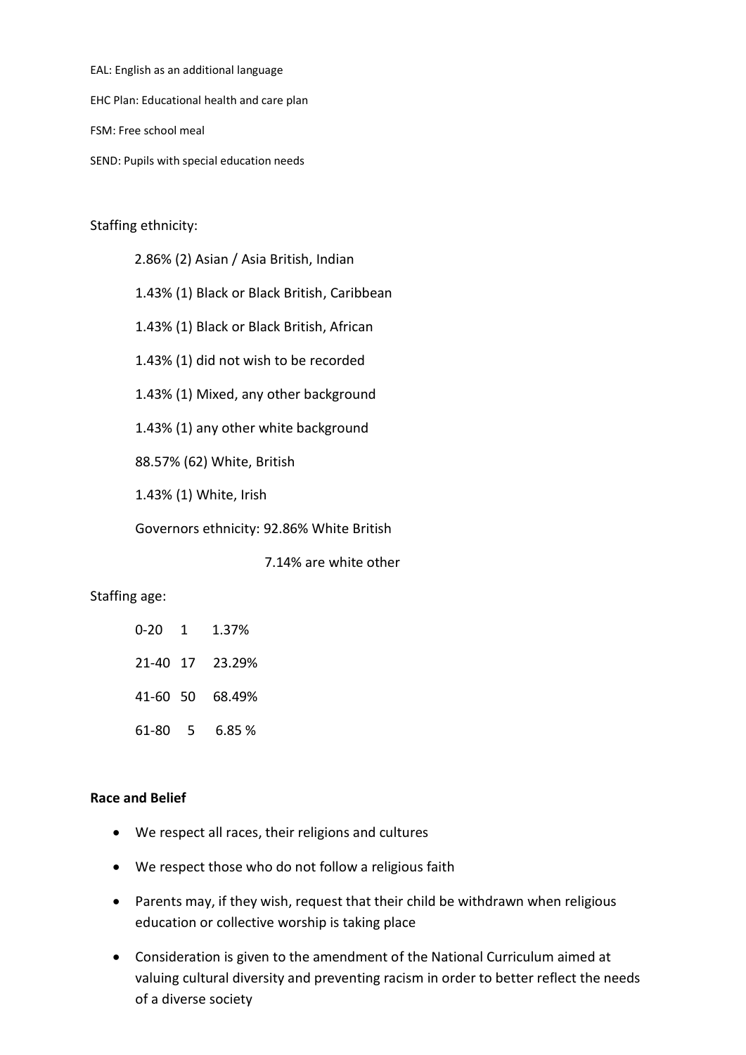EAL: English as an additional language

EHC Plan: Educational health and care plan

FSM: Free school meal

SEND: Pupils with special education needs

Staffing ethnicity:

2.86% (2) Asian / Asia British, Indian

1.43% (1) Black or Black British, Caribbean

1.43% (1) Black or Black British, African

1.43% (1) did not wish to be recorded

1.43% (1) Mixed, any other background

1.43% (1) any other white background

88.57% (62) White, British

1.43% (1) White, Irish

Governors ethnicity: 92.86% White British

7.14% are white other

Staffing age:

| | | |
|---|---|---|
| 0-20 | 1 | 1.37% |
| 21-40 | 17 | 23.29% |
| 41-60 | 50 | 68.49% |
| 61-80 | 5 | 6.85 % |

**Race and Belief**

- We respect all races, their religions and cultures
- We respect those who do not follow a religious faith
- Parents may, if they wish, request that their child be withdrawn when religious education or collective worship is taking place
- Consideration is given to the amendment of the National Curriculum aimed at valuing cultural diversity and preventing racism in order to better reflect the needs of a diverse society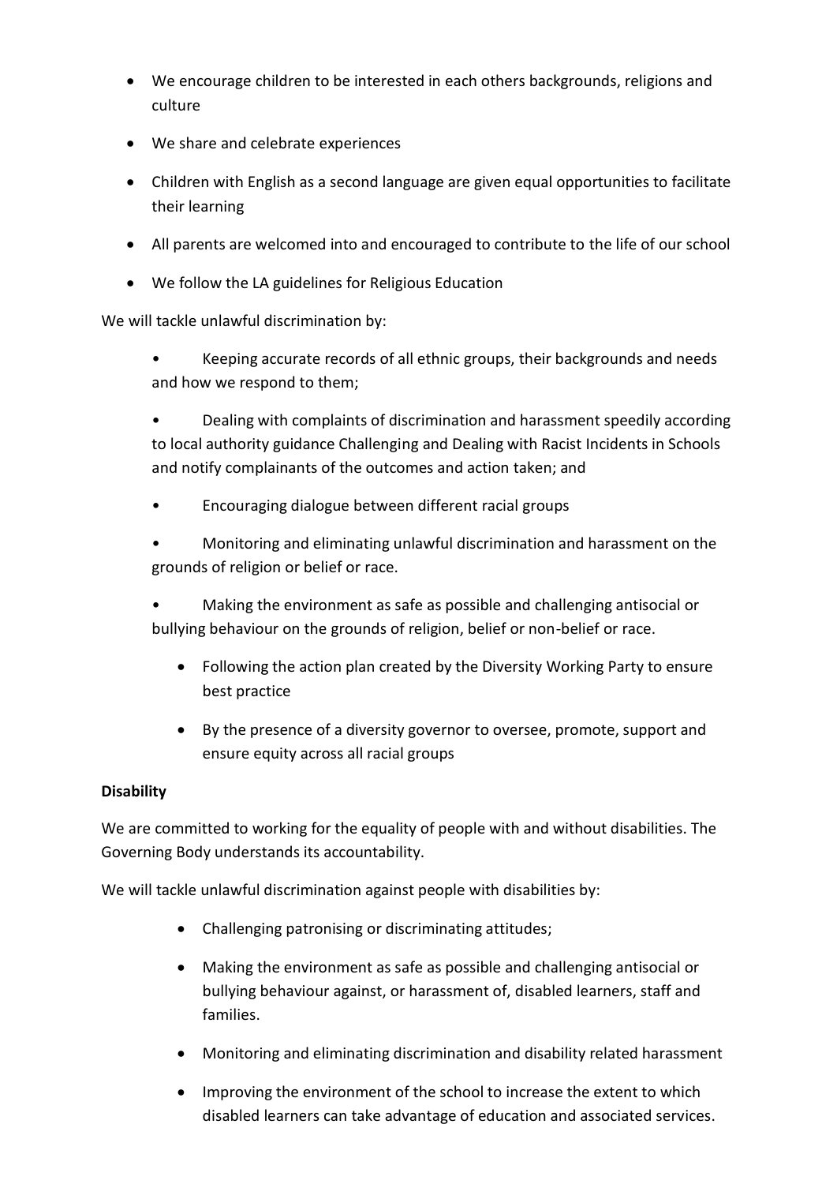- We encourage children to be interested in each others backgrounds, religions and culture
- We share and celebrate experiences
- Children with English as a second language are given equal opportunities to facilitate their learning
- All parents are welcomed into and encouraged to contribute to the life of our school
- We follow the LA guidelines for Religious Education

We will tackle unlawful discrimination by:

- Keeping accurate records of all ethnic groups, their backgrounds and needs and how we respond to them;
- Dealing with complaints of discrimination and harassment speedily according to local authority guidance Challenging and Dealing with Racist Incidents in Schools and notify complainants of the outcomes and action taken; and
- Encouraging dialogue between different racial groups
- Monitoring and eliminating unlawful discrimination and harassment on the grounds of religion or belief or race.
- Making the environment as safe as possible and challenging antisocial or bullying behaviour on the grounds of religion, belief or non-belief or race.
- Following the action plan created by the Diversity Working Party to ensure best practice
- By the presence of a diversity governor to oversee, promote, support and ensure equity across all racial groups

**Disability**

We are committed to working for the equality of people with and without disabilities. The Governing Body understands its accountability.

We will tackle unlawful discrimination against people with disabilities by:

- Challenging patronising or discriminating attitudes;
- Making the environment as safe as possible and challenging antisocial or bullying behaviour against, or harassment of, disabled learners, staff and families.
- Monitoring and eliminating discrimination and disability related harassment
- Improving the environment of the school to increase the extent to which disabled learners can take advantage of education and associated services.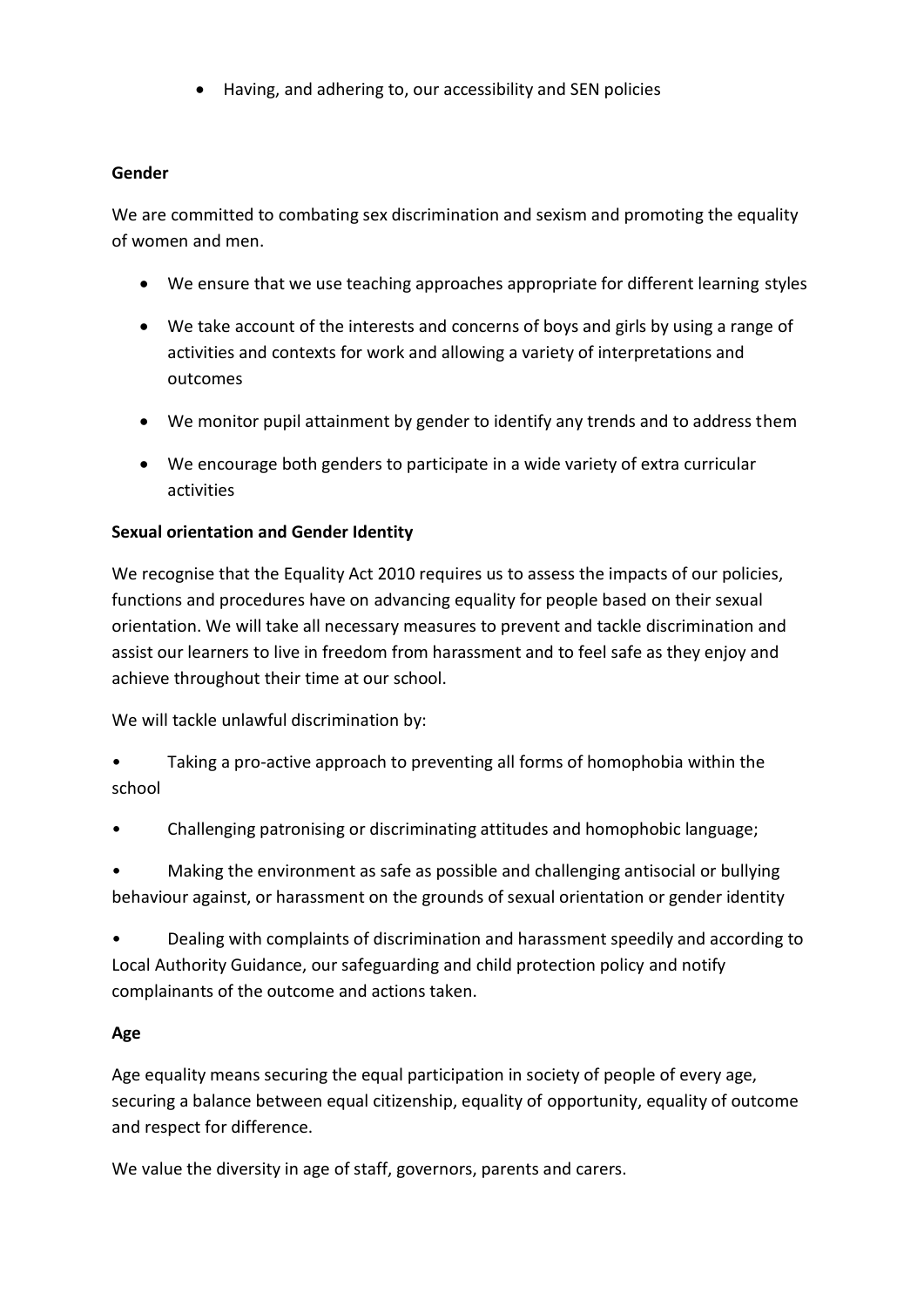- Having, and adhering to, our accessibility and SEN policies

**Gender**

We are committed to combating sex discrimination and sexism and promoting the equality of women and men.

- We ensure that we use teaching approaches appropriate for different learning styles
- We take account of the interests and concerns of boys and girls by using a range of activities and contexts for work and allowing a variety of interpretations and outcomes
- We monitor pupil attainment by gender to identify any trends and to address them
- We encourage both genders to participate in a wide variety of extra curricular activities

**Sexual orientation and Gender Identity**

We recognise that the Equality Act 2010 requires us to assess the impacts of our policies, functions and procedures have on advancing equality for people based on their sexual orientation. We will take all necessary measures to prevent and tackle discrimination and assist our learners to live in freedom from harassment and to feel safe as they enjoy and achieve throughout their time at our school.

We will tackle unlawful discrimination by:

- Taking a pro-active approach to preventing all forms of homophobia within the school
- Challenging patronising or discriminating attitudes and homophobic language;
- Making the environment as safe as possible and challenging antisocial or bullying behaviour against, or harassment on the grounds of sexual orientation or gender identity
- Dealing with complaints of discrimination and harassment speedily and according to Local Authority Guidance, our safeguarding and child protection policy and notify complainants of the outcome and actions taken.

**Age**

Age equality means securing the equal participation in society of people of every age, securing a balance between equal citizenship, equality of opportunity, equality of outcome and respect for difference.

We value the diversity in age of staff, governors, parents and carers.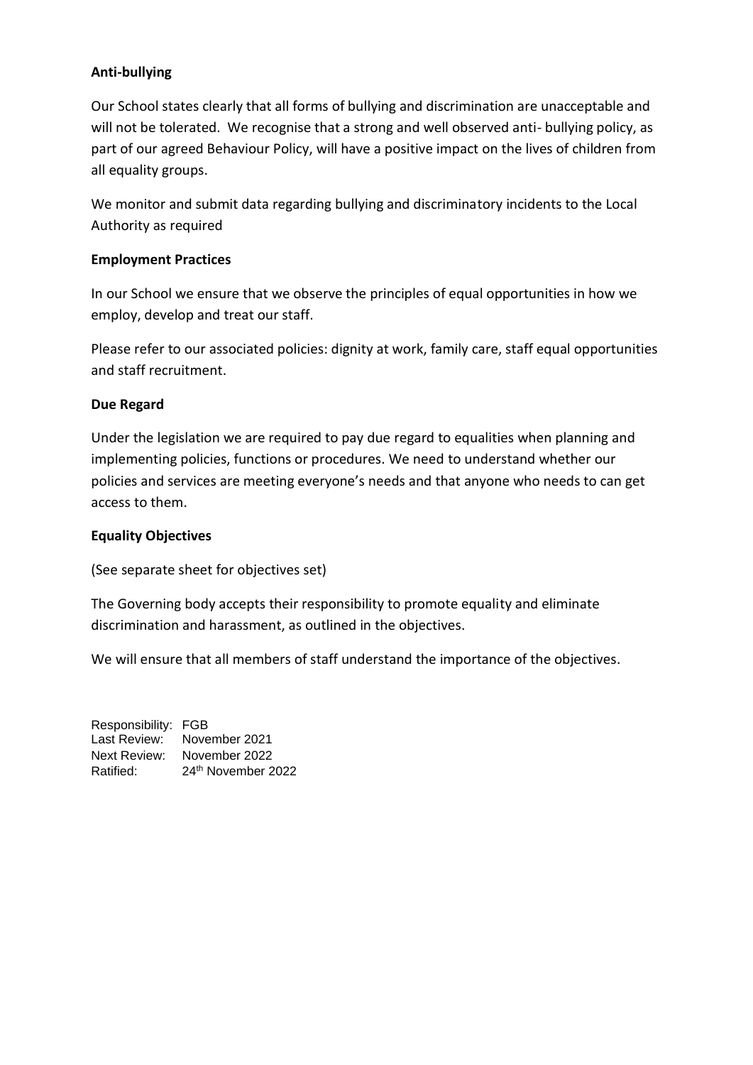**Anti-bullying**

Our School states clearly that all forms of bullying and discrimination are unacceptable and will not be tolerated. We recognise that a strong and well observed anti- bullying policy, as part of our agreed Behaviour Policy, will have a positive impact on the lives of children from all equality groups.

We monitor and submit data regarding bullying and discriminatory incidents to the Local Authority as required

**Employment Practices**

In our School we ensure that we observe the principles of equal opportunities in how we employ, develop and treat our staff.

Please refer to our associated policies: dignity at work, family care, staff equal opportunities and staff recruitment.

**Due Regard**

Under the legislation we are required to pay due regard to equalities when planning and implementing policies, functions or procedures. We need to understand whether our policies and services are meeting everyone's needs and that anyone who needs to can get access to them.

**Equality Objectives**

(See separate sheet for objectives set)

The Governing body accepts their responsibility to promote equality and eliminate discrimination and harassment, as outlined in the objectives.

We will ensure that all members of staff understand the importance of the objectives.

Responsibility: FGB
Last Review: November 2021
Next Review: November 2022
Ratified: 24th November 2022